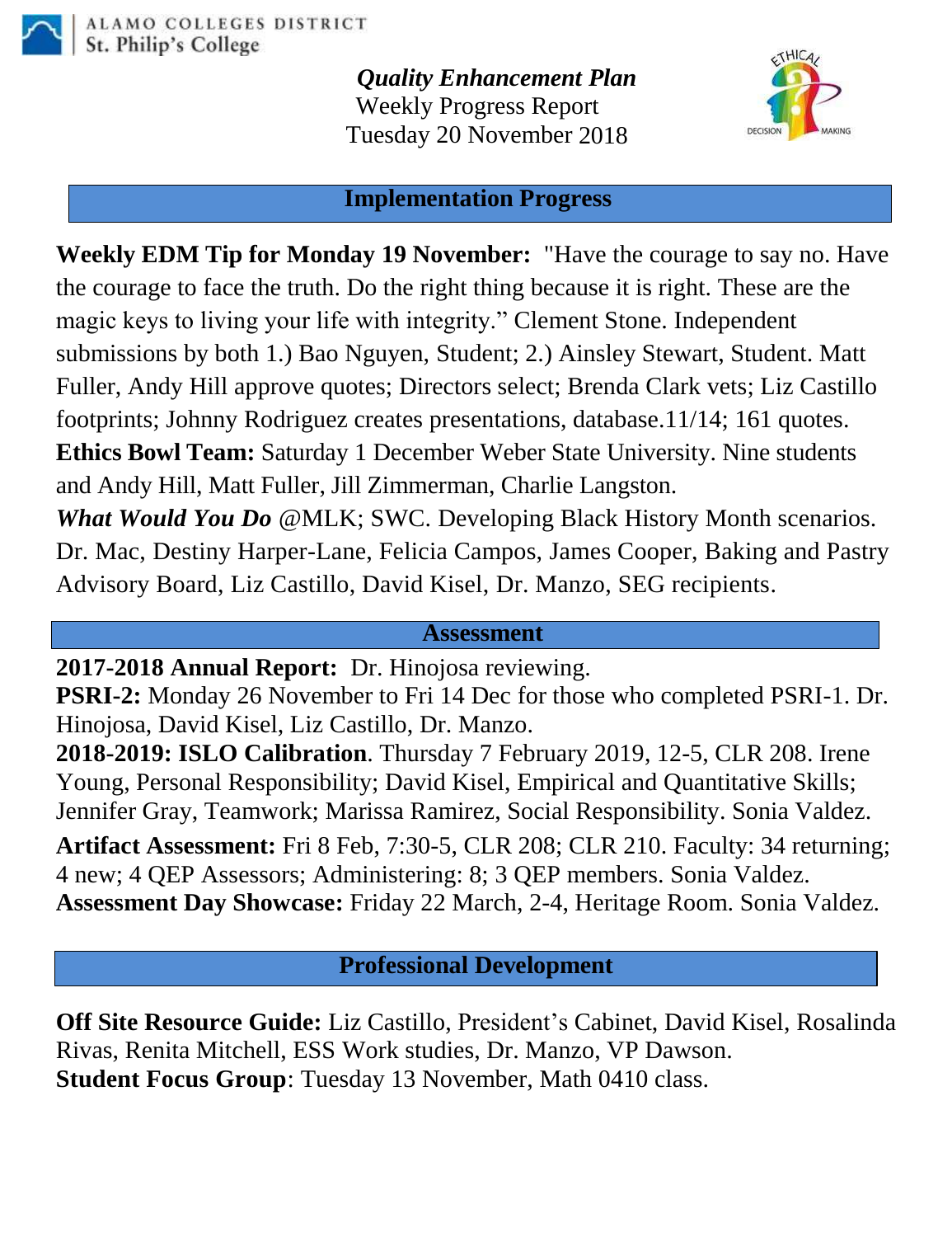ALAMO COLLEGES DISTRICT
St. Philip's College

# *Quality Enhancement Plan*

Weekly Progress Report
Tuesday 20 November 2018

## Implementation Progress

**Weekly EDM Tip for Monday 19 November:** "Have the courage to say no. Have the courage to face the truth. Do the right thing because it is right. These are the magic keys to living your life with integrity." Clement Stone. Independent submissions by both 1.) Bao Nguyen, Student; 2.) Ainsley Stewart, Student. Matt Fuller, Andy Hill approve quotes; Directors select; Brenda Clark vets; Liz Castillo footprints; Johnny Rodriguez creates presentations, database.11/14; 161 quotes.
**Ethics Bowl Team:** Saturday 1 December Weber State University. Nine students and Andy Hill, Matt Fuller, Jill Zimmerman, Charlie Langston.
***What Would You Do*** @MLK; SWC. Developing Black History Month scenarios. Dr. Mac, Destiny Harper-Lane, Felicia Campos, James Cooper, Baking and Pastry Advisory Board, Liz Castillo, David Kisel, Dr. Manzo, SEG recipients.

## Assessment

**2017-2018 Annual Report:** Dr. Hinojosa reviewing.
**PSRI-2:** Monday 26 November to Fri 14 Dec for those who completed PSRI-1. Dr. Hinojosa, David Kisel, Liz Castillo, Dr. Manzo.
**2018-2019: ISLO Calibration**. Thursday 7 February 2019, 12-5, CLR 208. Irene Young, Personal Responsibility; David Kisel, Empirical and Quantitative Skills; Jennifer Gray, Teamwork; Marissa Ramirez, Social Responsibility. Sonia Valdez.
**Artifact Assessment:** Fri 8 Feb, 7:30-5, CLR 208; CLR 210. Faculty: 34 returning; 4 new; 4 QEP Assessors; Administering: 8; 3 QEP members. Sonia Valdez.
**Assessment Day Showcase:** Friday 22 March, 2-4, Heritage Room. Sonia Valdez.

## Professional Development

**Off Site Resource Guide:** Liz Castillo, President's Cabinet, David Kisel, Rosalinda Rivas, Renita Mitchell, ESS Work studies, Dr. Manzo, VP Dawson.
**Student Focus Group**: Tuesday 13 November, Math 0410 class.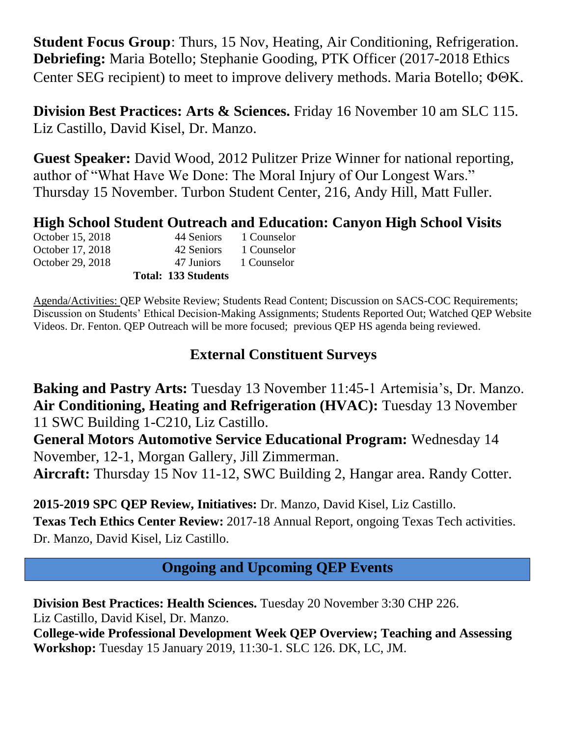**Student Focus Group**: Thurs, 15 Nov, Heating, Air Conditioning, Refrigeration.
**Debriefing:** Maria Botello; Stephanie Gooding, PTK Officer (2017-2018 Ethics Center SEG recipient) to meet to improve delivery methods. Maria Botello; ΦΘΚ.

**Division Best Practices: Arts & Sciences.** Friday 16 November 10 am SLC 115. Liz Castillo, David Kisel, Dr. Manzo.

**Guest Speaker:** David Wood, 2012 Pulitzer Prize Winner for national reporting, author of "What Have We Done: The Moral Injury of Our Longest Wars." Thursday 15 November. Turbon Student Center, 216, Andy Hill, Matt Fuller.

## High School Student Outreach and Education: Canyon High School Visits

| | | |
|---|---|---|
| October 15, 2018 | 44 Seniors | 1 Counselor |
| October 17, 2018 | 42 Seniors | 1 Counselor |
| October 29, 2018 | 47 Juniors | 1 Counselor |
| | **Total: 133 Students** | |

Agenda/Activities: QEP Website Review; Students Read Content; Discussion on SACS-COC Requirements; Discussion on Students' Ethical Decision-Making Assignments; Students Reported Out; Watched QEP Website Videos. Dr. Fenton. QEP Outreach will be more focused; previous QEP HS agenda being reviewed.

## External Constituent Surveys

**Baking and Pastry Arts:** Tuesday 13 November 11:45-1 Artemisia's, Dr. Manzo.
**Air Conditioning, Heating and Refrigeration (HVAC):** Tuesday 13 November 11 SWC Building 1-C210, Liz Castillo.
**General Motors Automotive Service Educational Program:** Wednesday 14 November, 12-1, Morgan Gallery, Jill Zimmerman.
**Aircraft:** Thursday 15 Nov 11-12, SWC Building 2, Hangar area. Randy Cotter.

**2015-2019 SPC QEP Review, Initiatives:** Dr. Manzo, David Kisel, Liz Castillo.
**Texas Tech Ethics Center Review:** 2017-18 Annual Report, ongoing Texas Tech activities. Dr. Manzo, David Kisel, Liz Castillo.

## Ongoing and Upcoming QEP Events

**Division Best Practices: Health Sciences.** Tuesday 20 November 3:30 CHP 226. Liz Castillo, David Kisel, Dr. Manzo.
**College-wide Professional Development Week QEP Overview; Teaching and Assessing Workshop:** Tuesday 15 January 2019, 11:30-1. SLC 126. DK, LC, JM.